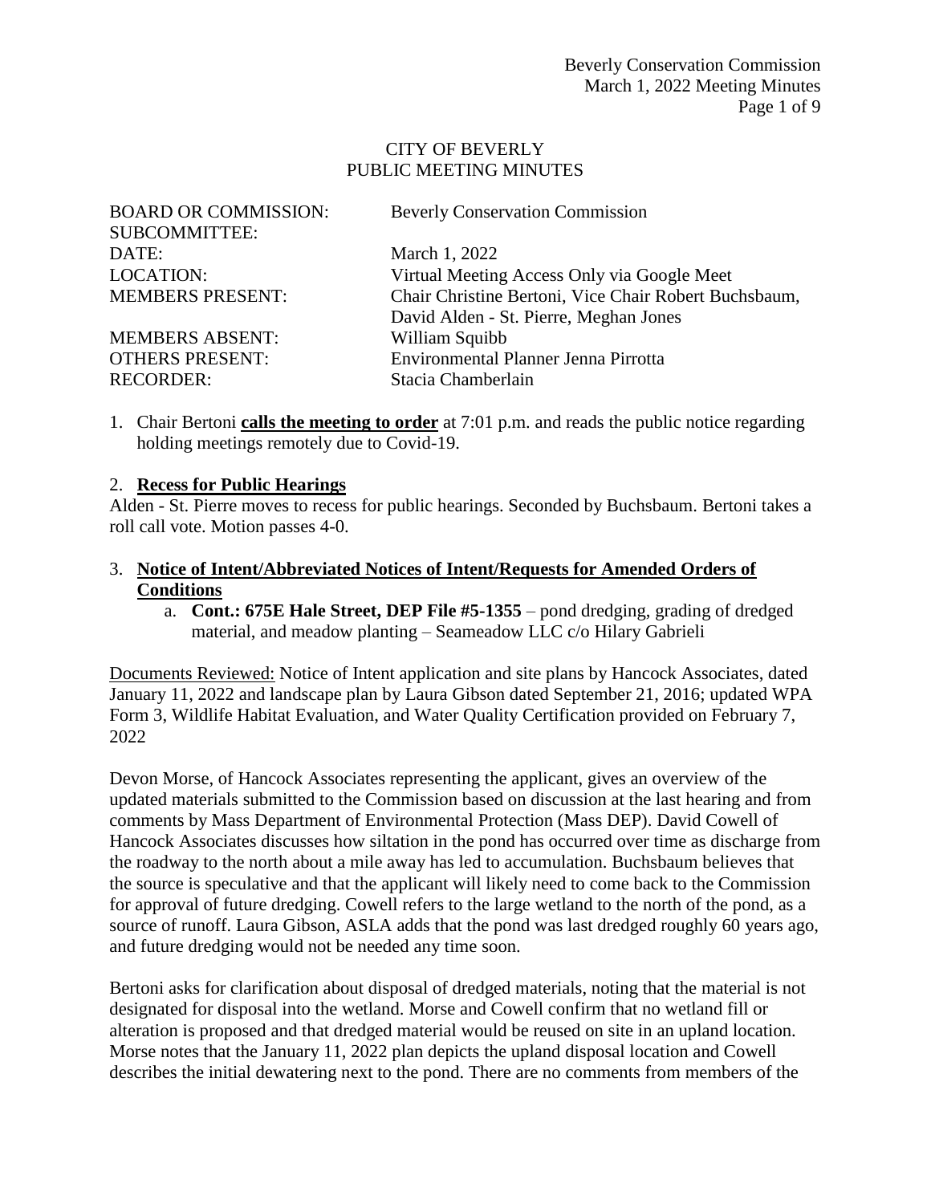# CITY OF BEVERLY
## PUBLIC MEETING MINUTES

| | |
|---|---|
| BOARD OR COMMISSION: | Beverly Conservation Commission |
| SUBCOMMITTEE: | |
| DATE: | March 1, 2022 |
| LOCATION: | Virtual Meeting Access Only via Google Meet |
| MEMBERS PRESENT: | Chair Christine Bertoni, Vice Chair Robert Buchsbaum, David Alden - St. Pierre, Meghan Jones |
| MEMBERS ABSENT: | William Squibb |
| OTHERS PRESENT: | Environmental Planner Jenna Pirrotta |
| RECORDER: | Stacia Chamberlain |

1. Chair Bertoni **calls the meeting to order** at 7:01 p.m. and reads the public notice regarding holding meetings remotely due to Covid-19.

2. **Recess for Public Hearings**

Alden - St. Pierre moves to recess for public hearings. Seconded by Buchsbaum. Bertoni takes a roll call vote. Motion passes 4-0.

3. **Notice of Intent/Abbreviated Notices of Intent/Requests for Amended Orders of Conditions**
   a. **Cont.: 675E Hale Street, DEP File #5-1355** – pond dredging, grading of dredged material, and meadow planting – Seameadow LLC c/o Hilary Gabrieli

Documents Reviewed: Notice of Intent application and site plans by Hancock Associates, dated January 11, 2022 and landscape plan by Laura Gibson dated September 21, 2016; updated WPA Form 3, Wildlife Habitat Evaluation, and Water Quality Certification provided on February 7, 2022

Devon Morse, of Hancock Associates representing the applicant, gives an overview of the updated materials submitted to the Commission based on discussion at the last hearing and from comments by Mass Department of Environmental Protection (Mass DEP). David Cowell of Hancock Associates discusses how siltation in the pond has occurred over time as discharge from the roadway to the north about a mile away has led to accumulation. Buchsbaum believes that the source is speculative and that the applicant will likely need to come back to the Commission for approval of future dredging. Cowell refers to the large wetland to the north of the pond, as a source of runoff. Laura Gibson, ASLA adds that the pond was last dredged roughly 60 years ago, and future dredging would not be needed any time soon.

Bertoni asks for clarification about disposal of dredged materials, noting that the material is not designated for disposal into the wetland. Morse and Cowell confirm that no wetland fill or alteration is proposed and that dredged material would be reused on site in an upland location. Morse notes that the January 11, 2022 plan depicts the upland disposal location and Cowell describes the initial dewatering next to the pond. There are no comments from members of the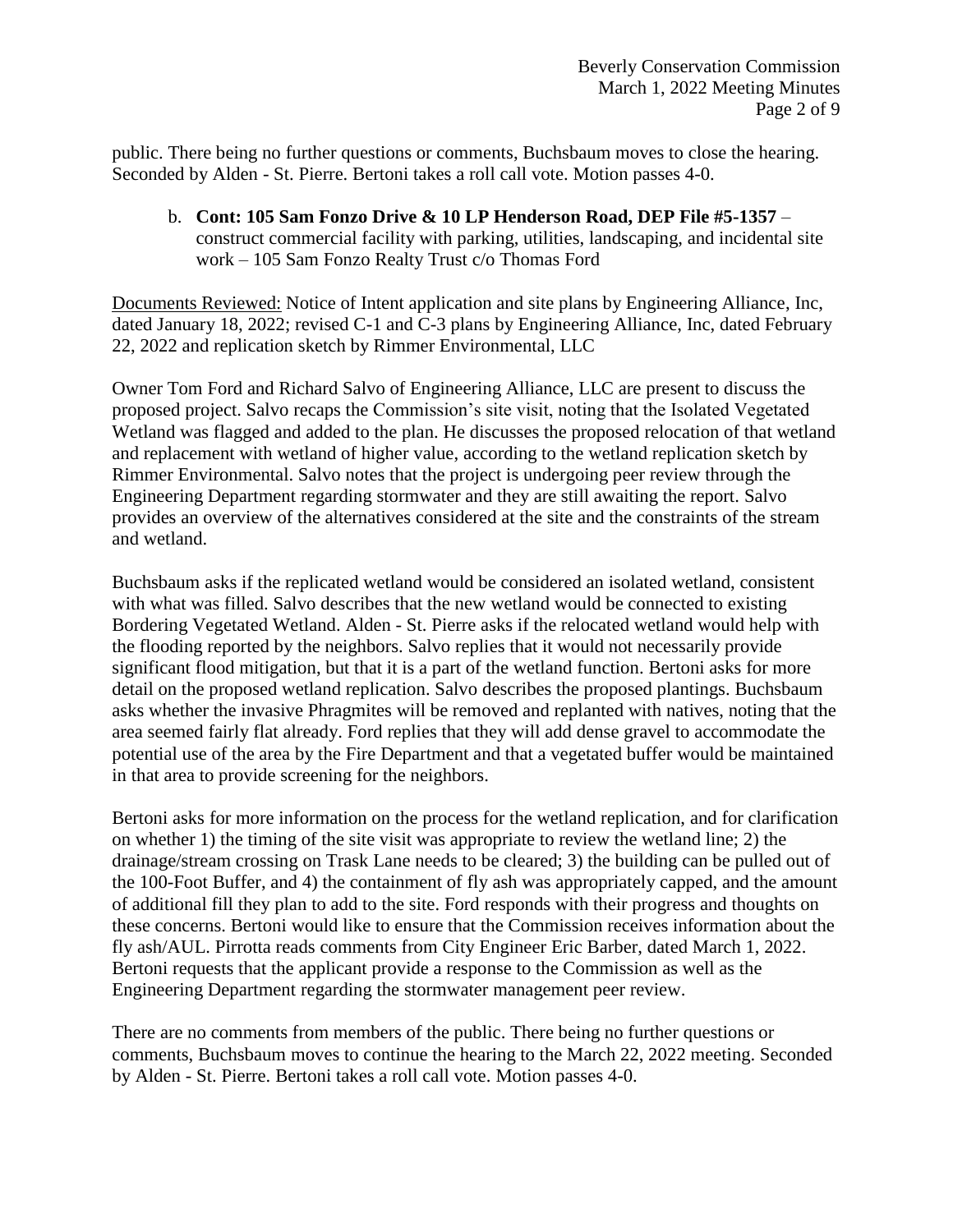public. There being no further questions or comments, Buchsbaum moves to close the hearing. Seconded by Alden - St. Pierre. Bertoni takes a roll call vote. Motion passes 4-0.

b. **Cont: 105 Sam Fonzo Drive & 10 LP Henderson Road, DEP File #5-1357** – construct commercial facility with parking, utilities, landscaping, and incidental site work – 105 Sam Fonzo Realty Trust c/o Thomas Ford

Documents Reviewed: Notice of Intent application and site plans by Engineering Alliance, Inc, dated January 18, 2022; revised C-1 and C-3 plans by Engineering Alliance, Inc, dated February 22, 2022 and replication sketch by Rimmer Environmental, LLC

Owner Tom Ford and Richard Salvo of Engineering Alliance, LLC are present to discuss the proposed project. Salvo recaps the Commission's site visit, noting that the Isolated Vegetated Wetland was flagged and added to the plan. He discusses the proposed relocation of that wetland and replacement with wetland of higher value, according to the wetland replication sketch by Rimmer Environmental. Salvo notes that the project is undergoing peer review through the Engineering Department regarding stormwater and they are still awaiting the report. Salvo provides an overview of the alternatives considered at the site and the constraints of the stream and wetland.

Buchsbaum asks if the replicated wetland would be considered an isolated wetland, consistent with what was filled. Salvo describes that the new wetland would be connected to existing Bordering Vegetated Wetland. Alden - St. Pierre asks if the relocated wetland would help with the flooding reported by the neighbors. Salvo replies that it would not necessarily provide significant flood mitigation, but that it is a part of the wetland function. Bertoni asks for more detail on the proposed wetland replication. Salvo describes the proposed plantings. Buchsbaum asks whether the invasive Phragmites will be removed and replanted with natives, noting that the area seemed fairly flat already. Ford replies that they will add dense gravel to accommodate the potential use of the area by the Fire Department and that a vegetated buffer would be maintained in that area to provide screening for the neighbors.

Bertoni asks for more information on the process for the wetland replication, and for clarification on whether 1) the timing of the site visit was appropriate to review the wetland line; 2) the drainage/stream crossing on Trask Lane needs to be cleared; 3) the building can be pulled out of the 100-Foot Buffer, and 4) the containment of fly ash was appropriately capped, and the amount of additional fill they plan to add to the site. Ford responds with their progress and thoughts on these concerns. Bertoni would like to ensure that the Commission receives information about the fly ash/AUL. Pirrotta reads comments from City Engineer Eric Barber, dated March 1, 2022. Bertoni requests that the applicant provide a response to the Commission as well as the Engineering Department regarding the stormwater management peer review.

There are no comments from members of the public. There being no further questions or comments, Buchsbaum moves to continue the hearing to the March 22, 2022 meeting. Seconded by Alden - St. Pierre. Bertoni takes a roll call vote. Motion passes 4-0.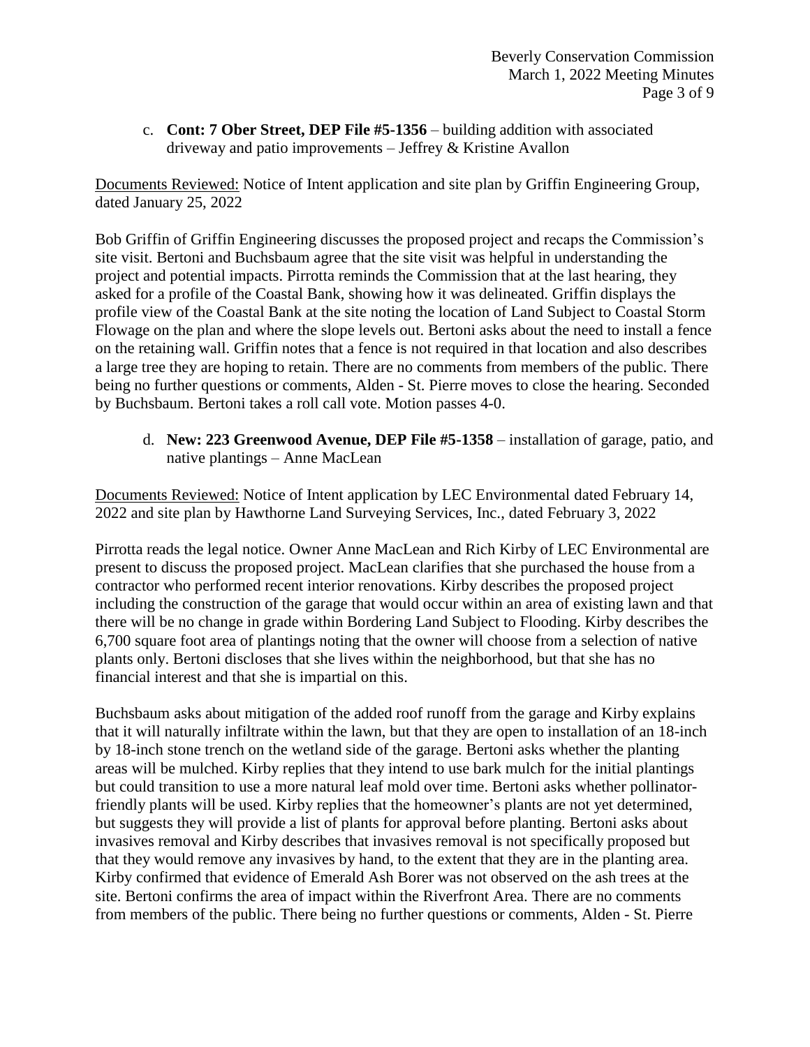c. **Cont: 7 Ober Street, DEP File #5-1356** – building addition with associated driveway and patio improvements – Jeffrey & Kristine Avallon

Documents Reviewed: Notice of Intent application and site plan by Griffin Engineering Group, dated January 25, 2022

Bob Griffin of Griffin Engineering discusses the proposed project and recaps the Commission's site visit. Bertoni and Buchsbaum agree that the site visit was helpful in understanding the project and potential impacts. Pirrotta reminds the Commission that at the last hearing, they asked for a profile of the Coastal Bank, showing how it was delineated. Griffin displays the profile view of the Coastal Bank at the site noting the location of Land Subject to Coastal Storm Flowage on the plan and where the slope levels out. Bertoni asks about the need to install a fence on the retaining wall. Griffin notes that a fence is not required in that location and also describes a large tree they are hoping to retain. There are no comments from members of the public. There being no further questions or comments, Alden - St. Pierre moves to close the hearing. Seconded by Buchsbaum. Bertoni takes a roll call vote. Motion passes 4-0.

d. **New: 223 Greenwood Avenue, DEP File #5-1358** – installation of garage, patio, and native plantings – Anne MacLean

Documents Reviewed: Notice of Intent application by LEC Environmental dated February 14, 2022 and site plan by Hawthorne Land Surveying Services, Inc., dated February 3, 2022

Pirrotta reads the legal notice. Owner Anne MacLean and Rich Kirby of LEC Environmental are present to discuss the proposed project. MacLean clarifies that she purchased the house from a contractor who performed recent interior renovations. Kirby describes the proposed project including the construction of the garage that would occur within an area of existing lawn and that there will be no change in grade within Bordering Land Subject to Flooding. Kirby describes the 6,700 square foot area of plantings noting that the owner will choose from a selection of native plants only. Bertoni discloses that she lives within the neighborhood, but that she has no financial interest and that she is impartial on this.

Buchsbaum asks about mitigation of the added roof runoff from the garage and Kirby explains that it will naturally infiltrate within the lawn, but that they are open to installation of an 18-inch by 18-inch stone trench on the wetland side of the garage. Bertoni asks whether the planting areas will be mulched. Kirby replies that they intend to use bark mulch for the initial plantings but could transition to use a more natural leaf mold over time. Bertoni asks whether pollinator-friendly plants will be used. Kirby replies that the homeowner's plants are not yet determined, but suggests they will provide a list of plants for approval before planting. Bertoni asks about invasives removal and Kirby describes that invasives removal is not specifically proposed but that they would remove any invasives by hand, to the extent that they are in the planting area. Kirby confirmed that evidence of Emerald Ash Borer was not observed on the ash trees at the site. Bertoni confirms the area of impact within the Riverfront Area. There are no comments from members of the public. There being no further questions or comments, Alden - St. Pierre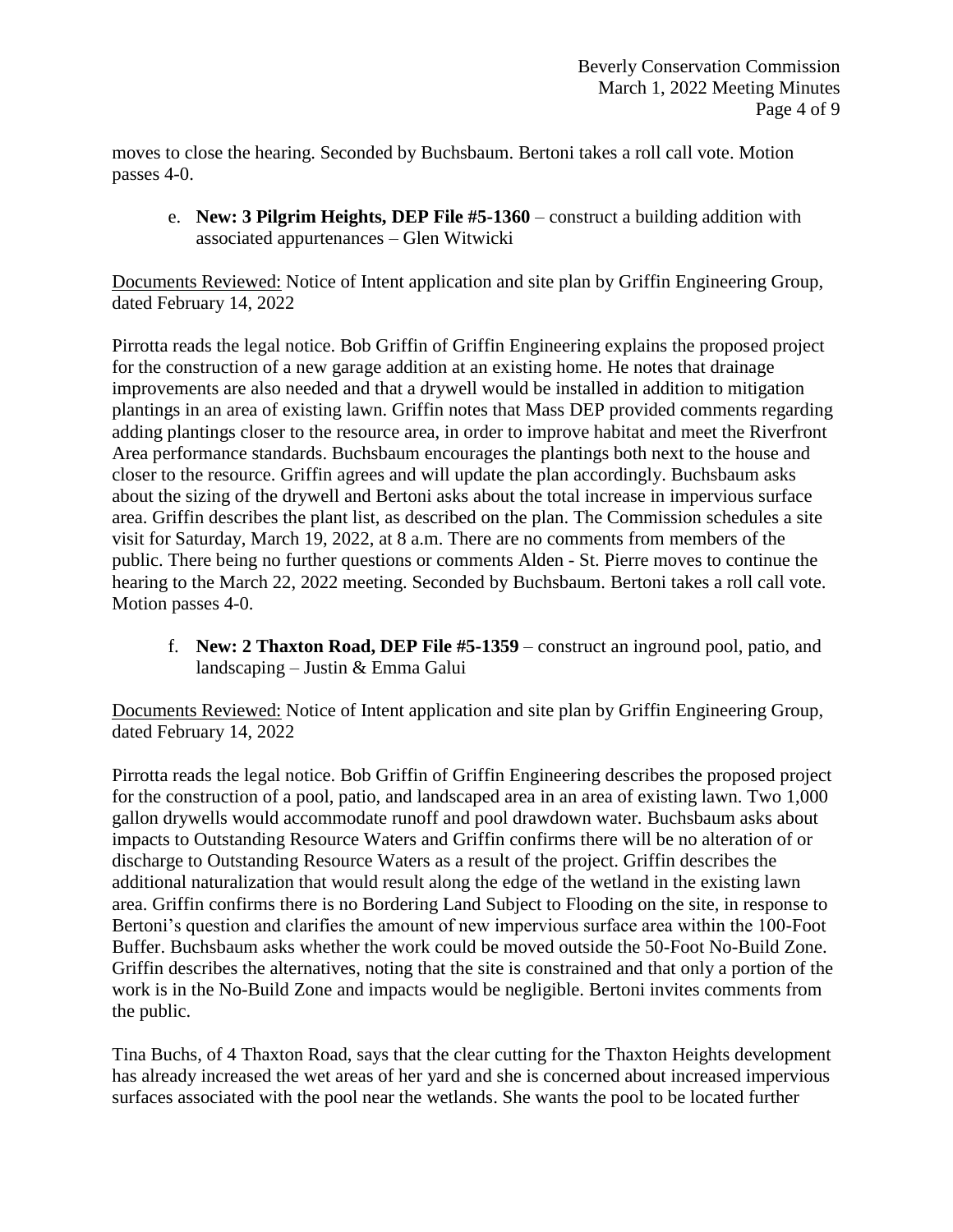moves to close the hearing. Seconded by Buchsbaum. Bertoni takes a roll call vote. Motion passes 4-0.

e. **New: 3 Pilgrim Heights, DEP File #5-1360** – construct a building addition with associated appurtenances – Glen Witwicki

Documents Reviewed: Notice of Intent application and site plan by Griffin Engineering Group, dated February 14, 2022

Pirrotta reads the legal notice. Bob Griffin of Griffin Engineering explains the proposed project for the construction of a new garage addition at an existing home. He notes that drainage improvements are also needed and that a drywell would be installed in addition to mitigation plantings in an area of existing lawn. Griffin notes that Mass DEP provided comments regarding adding plantings closer to the resource area, in order to improve habitat and meet the Riverfront Area performance standards. Buchsbaum encourages the plantings both next to the house and closer to the resource. Griffin agrees and will update the plan accordingly. Buchsbaum asks about the sizing of the drywell and Bertoni asks about the total increase in impervious surface area. Griffin describes the plant list, as described on the plan. The Commission schedules a site visit for Saturday, March 19, 2022, at 8 a.m. There are no comments from members of the public. There being no further questions or comments Alden - St. Pierre moves to continue the hearing to the March 22, 2022 meeting. Seconded by Buchsbaum. Bertoni takes a roll call vote. Motion passes 4-0.

f. **New: 2 Thaxton Road, DEP File #5-1359** – construct an inground pool, patio, and landscaping – Justin & Emma Galui

Documents Reviewed: Notice of Intent application and site plan by Griffin Engineering Group, dated February 14, 2022

Pirrotta reads the legal notice. Bob Griffin of Griffin Engineering describes the proposed project for the construction of a pool, patio, and landscaped area in an area of existing lawn. Two 1,000 gallon drywells would accommodate runoff and pool drawdown water. Buchsbaum asks about impacts to Outstanding Resource Waters and Griffin confirms there will be no alteration of or discharge to Outstanding Resource Waters as a result of the project. Griffin describes the additional naturalization that would result along the edge of the wetland in the existing lawn area. Griffin confirms there is no Bordering Land Subject to Flooding on the site, in response to Bertoni's question and clarifies the amount of new impervious surface area within the 100-Foot Buffer. Buchsbaum asks whether the work could be moved outside the 50-Foot No-Build Zone. Griffin describes the alternatives, noting that the site is constrained and that only a portion of the work is in the No-Build Zone and impacts would be negligible. Bertoni invites comments from the public.

Tina Buchs, of 4 Thaxton Road, says that the clear cutting for the Thaxton Heights development has already increased the wet areas of her yard and she is concerned about increased impervious surfaces associated with the pool near the wetlands. She wants the pool to be located further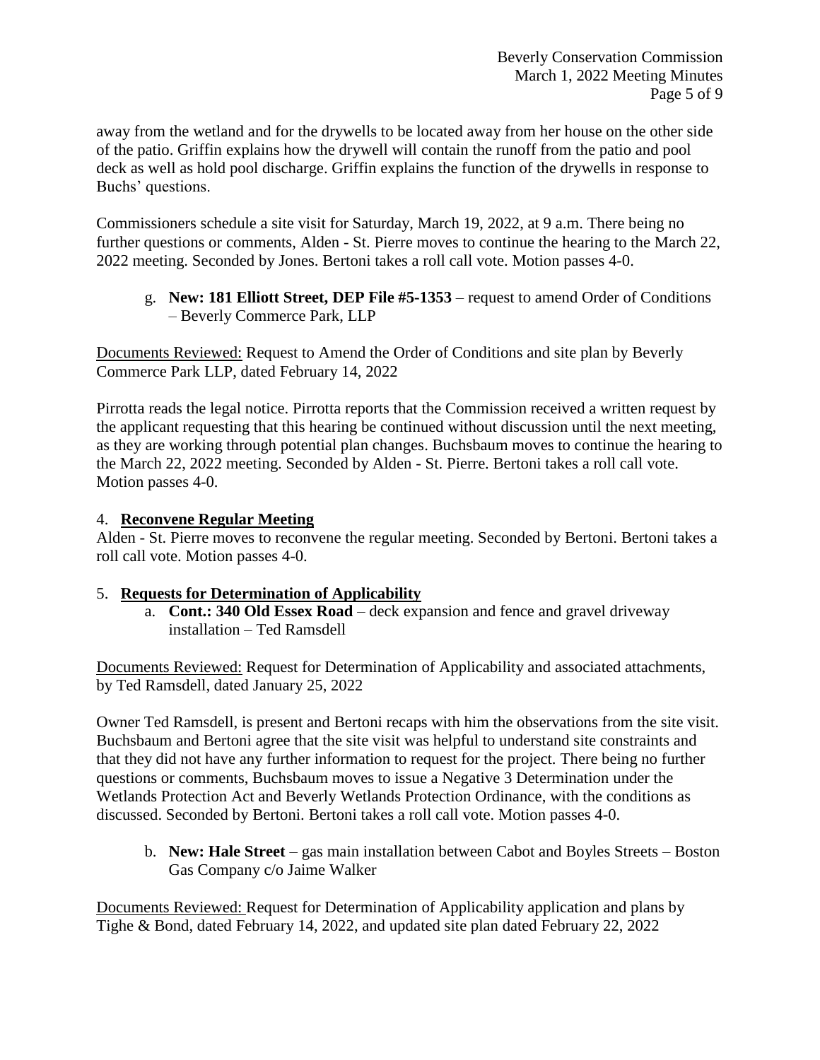away from the wetland and for the drywells to be located away from her house on the other side of the patio. Griffin explains how the drywell will contain the runoff from the patio and pool deck as well as hold pool discharge. Griffin explains the function of the drywells in response to Buchs' questions.

Commissioners schedule a site visit for Saturday, March 19, 2022, at 9 a.m. There being no further questions or comments, Alden - St. Pierre moves to continue the hearing to the March 22, 2022 meeting. Seconded by Jones. Bertoni takes a roll call vote. Motion passes 4-0.

g. **New: 181 Elliott Street, DEP File #5-1353** – request to amend Order of Conditions – Beverly Commerce Park, LLP

Documents Reviewed: Request to Amend the Order of Conditions and site plan by Beverly Commerce Park LLP, dated February 14, 2022

Pirrotta reads the legal notice. Pirrotta reports that the Commission received a written request by the applicant requesting that this hearing be continued without discussion until the next meeting, as they are working through potential plan changes. Buchsbaum moves to continue the hearing to the March 22, 2022 meeting. Seconded by Alden - St. Pierre. Bertoni takes a roll call vote. Motion passes 4-0.

4. **Reconvene Regular Meeting**

Alden - St. Pierre moves to reconvene the regular meeting. Seconded by Bertoni. Bertoni takes a roll call vote. Motion passes 4-0.

5. **Requests for Determination of Applicability**

a. **Cont.: 340 Old Essex Road** – deck expansion and fence and gravel driveway installation – Ted Ramsdell

Documents Reviewed: Request for Determination of Applicability and associated attachments, by Ted Ramsdell, dated January 25, 2022

Owner Ted Ramsdell, is present and Bertoni recaps with him the observations from the site visit. Buchsbaum and Bertoni agree that the site visit was helpful to understand site constraints and that they did not have any further information to request for the project. There being no further questions or comments, Buchsbaum moves to issue a Negative 3 Determination under the Wetlands Protection Act and Beverly Wetlands Protection Ordinance, with the conditions as discussed. Seconded by Bertoni. Bertoni takes a roll call vote. Motion passes 4-0.

b. **New: Hale Street** – gas main installation between Cabot and Boyles Streets – Boston Gas Company c/o Jaime Walker

Documents Reviewed: Request for Determination of Applicability application and plans by Tighe & Bond, dated February 14, 2022, and updated site plan dated February 22, 2022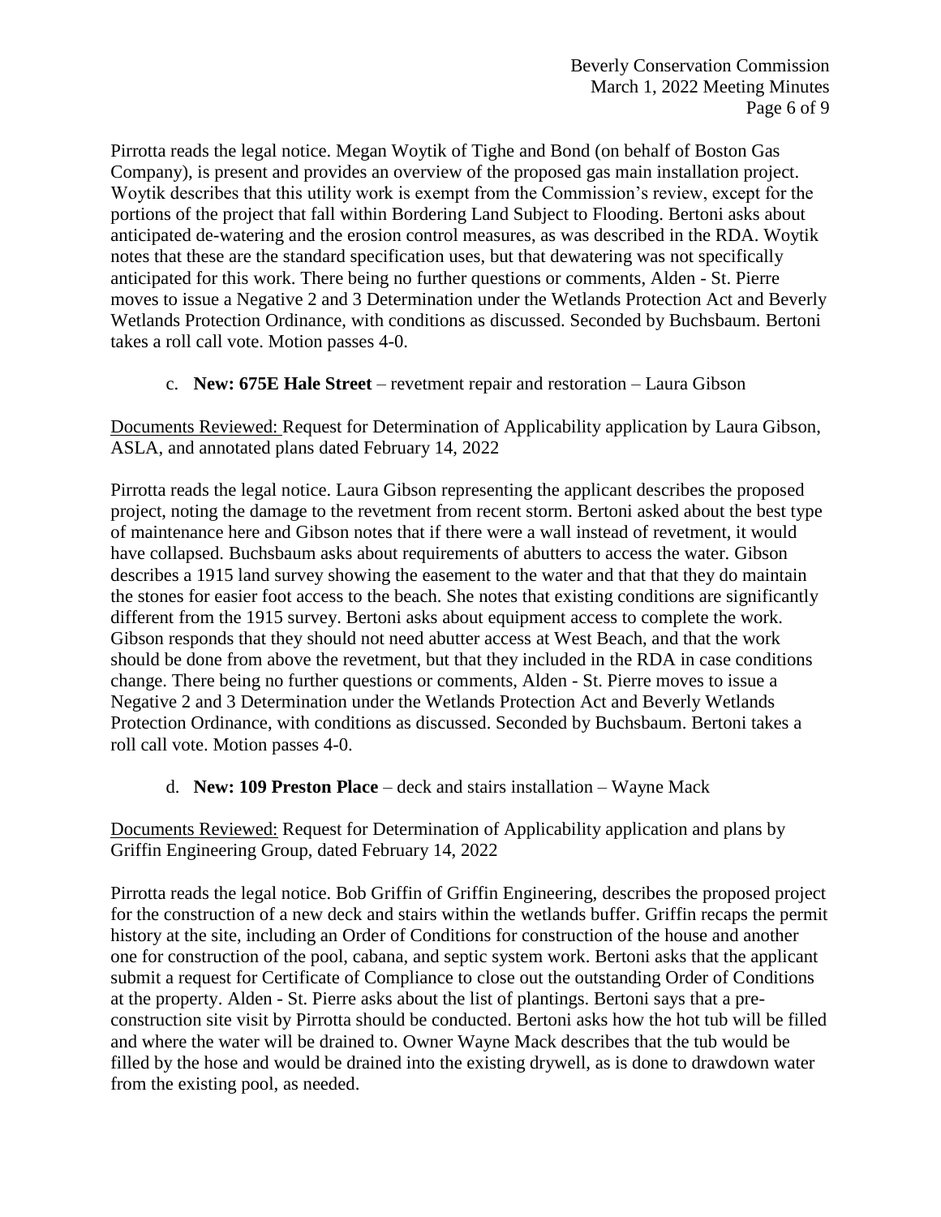Pirrotta reads the legal notice. Megan Woytik of Tighe and Bond (on behalf of Boston Gas Company), is present and provides an overview of the proposed gas main installation project. Woytik describes that this utility work is exempt from the Commission's review, except for the portions of the project that fall within Bordering Land Subject to Flooding. Bertoni asks about anticipated de-watering and the erosion control measures, as was described in the RDA. Woytik notes that these are the standard specification uses, but that dewatering was not specifically anticipated for this work. There being no further questions or comments, Alden - St. Pierre moves to issue a Negative 2 and 3 Determination under the Wetlands Protection Act and Beverly Wetlands Protection Ordinance, with conditions as discussed. Seconded by Buchsbaum. Bertoni takes a roll call vote. Motion passes 4-0.

c. **New: 675E Hale Street** – revetment repair and restoration – Laura Gibson

Documents Reviewed: Request for Determination of Applicability application by Laura Gibson, ASLA, and annotated plans dated February 14, 2022

Pirrotta reads the legal notice. Laura Gibson representing the applicant describes the proposed project, noting the damage to the revetment from recent storm. Bertoni asked about the best type of maintenance here and Gibson notes that if there were a wall instead of revetment, it would have collapsed. Buchsbaum asks about requirements of abutters to access the water. Gibson describes a 1915 land survey showing the easement to the water and that that they do maintain the stones for easier foot access to the beach. She notes that existing conditions are significantly different from the 1915 survey. Bertoni asks about equipment access to complete the work. Gibson responds that they should not need abutter access at West Beach, and that the work should be done from above the revetment, but that they included in the RDA in case conditions change. There being no further questions or comments, Alden - St. Pierre moves to issue a Negative 2 and 3 Determination under the Wetlands Protection Act and Beverly Wetlands Protection Ordinance, with conditions as discussed. Seconded by Buchsbaum. Bertoni takes a roll call vote. Motion passes 4-0.

d. **New: 109 Preston Place** – deck and stairs installation – Wayne Mack

Documents Reviewed: Request for Determination of Applicability application and plans by Griffin Engineering Group, dated February 14, 2022

Pirrotta reads the legal notice. Bob Griffin of Griffin Engineering, describes the proposed project for the construction of a new deck and stairs within the wetlands buffer. Griffin recaps the permit history at the site, including an Order of Conditions for construction of the house and another one for construction of the pool, cabana, and septic system work. Bertoni asks that the applicant submit a request for Certificate of Compliance to close out the outstanding Order of Conditions at the property. Alden - St. Pierre asks about the list of plantings. Bertoni says that a pre-construction site visit by Pirrotta should be conducted. Bertoni asks how the hot tub will be filled and where the water will be drained to. Owner Wayne Mack describes that the tub would be filled by the hose and would be drained into the existing drywell, as is done to drawdown water from the existing pool, as needed.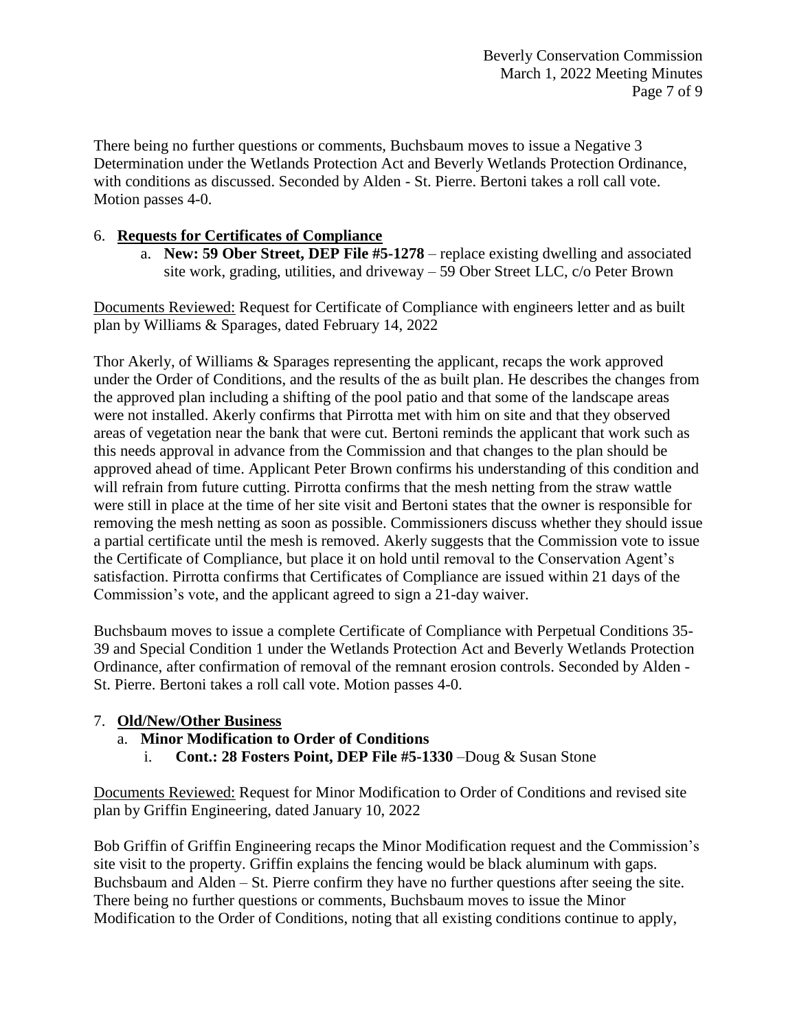There being no further questions or comments, Buchsbaum moves to issue a Negative 3 Determination under the Wetlands Protection Act and Beverly Wetlands Protection Ordinance, with conditions as discussed. Seconded by Alden - St. Pierre. Bertoni takes a roll call vote. Motion passes 4-0.

6. **Requests for Certificates of Compliance**
   a. **New: 59 Ober Street, DEP File #5-1278** – replace existing dwelling and associated site work, grading, utilities, and driveway – 59 Ober Street LLC, c/o Peter Brown

Documents Reviewed: Request for Certificate of Compliance with engineers letter and as built plan by Williams & Sparages, dated February 14, 2022

Thor Akerly, of Williams & Sparages representing the applicant, recaps the work approved under the Order of Conditions, and the results of the as built plan. He describes the changes from the approved plan including a shifting of the pool patio and that some of the landscape areas were not installed. Akerly confirms that Pirrotta met with him on site and that they observed areas of vegetation near the bank that were cut. Bertoni reminds the applicant that work such as this needs approval in advance from the Commission and that changes to the plan should be approved ahead of time. Applicant Peter Brown confirms his understanding of this condition and will refrain from future cutting. Pirrotta confirms that the mesh netting from the straw wattle were still in place at the time of her site visit and Bertoni states that the owner is responsible for removing the mesh netting as soon as possible. Commissioners discuss whether they should issue a partial certificate until the mesh is removed. Akerly suggests that the Commission vote to issue the Certificate of Compliance, but place it on hold until removal to the Conservation Agent's satisfaction. Pirrotta confirms that Certificates of Compliance are issued within 21 days of the Commission's vote, and the applicant agreed to sign a 21-day waiver.

Buchsbaum moves to issue a complete Certificate of Compliance with Perpetual Conditions 35-39 and Special Condition 1 under the Wetlands Protection Act and Beverly Wetlands Protection Ordinance, after confirmation of removal of the remnant erosion controls. Seconded by Alden - St. Pierre. Bertoni takes a roll call vote. Motion passes 4-0.

7. **Old/New/Other Business**
   a. **Minor Modification to Order of Conditions**
      i. **Cont.: 28 Fosters Point, DEP File #5-1330** –Doug & Susan Stone

Documents Reviewed: Request for Minor Modification to Order of Conditions and revised site plan by Griffin Engineering, dated January 10, 2022

Bob Griffin of Griffin Engineering recaps the Minor Modification request and the Commission's site visit to the property. Griffin explains the fencing would be black aluminum with gaps. Buchsbaum and Alden – St. Pierre confirm they have no further questions after seeing the site. There being no further questions or comments, Buchsbaum moves to issue the Minor Modification to the Order of Conditions, noting that all existing conditions continue to apply,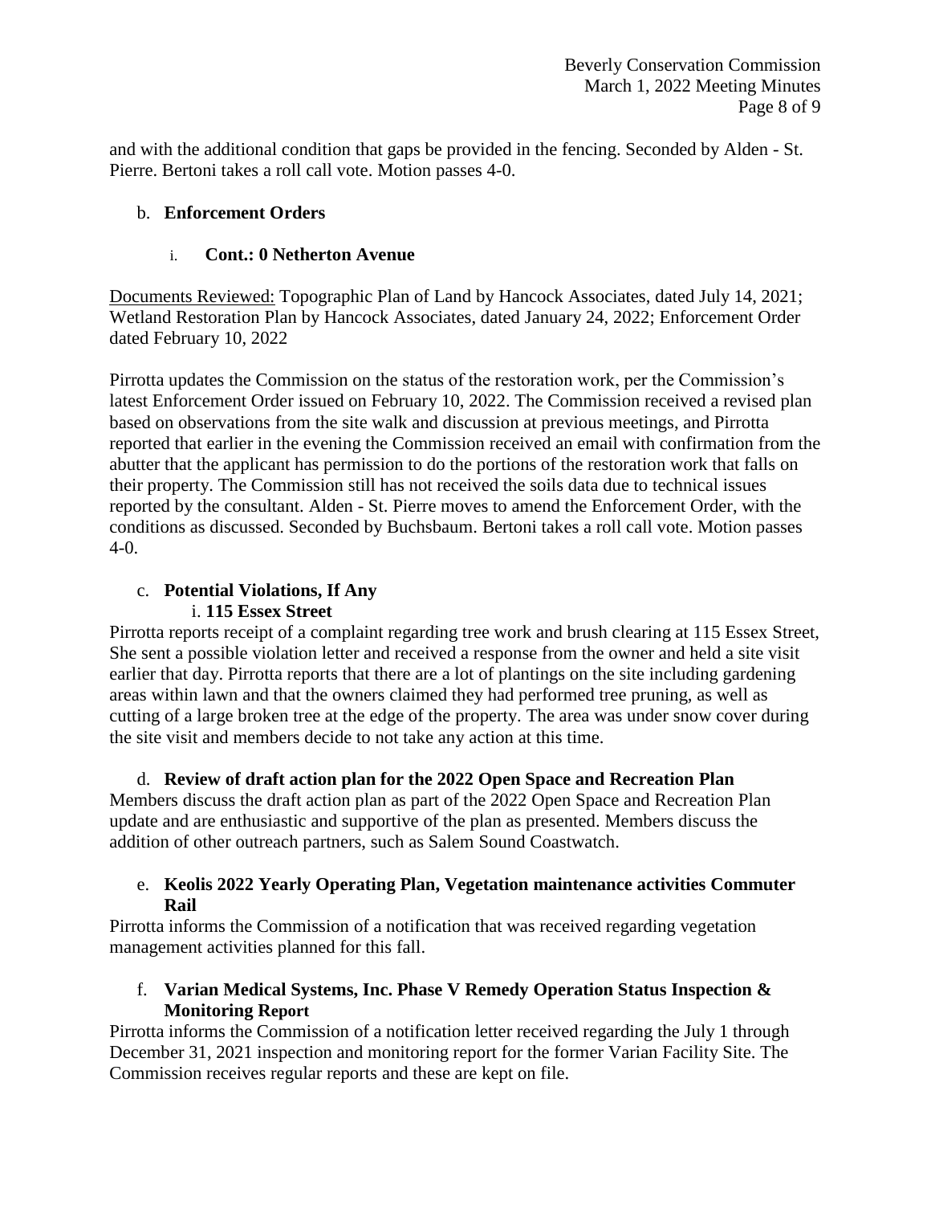and with the additional condition that gaps be provided in the fencing. Seconded by Alden - St. Pierre. Bertoni takes a roll call vote. Motion passes 4-0.

b. **Enforcement Orders**

i. **Cont.: 0 Netherton Avenue**

Documents Reviewed: Topographic Plan of Land by Hancock Associates, dated July 14, 2021; Wetland Restoration Plan by Hancock Associates, dated January 24, 2022; Enforcement Order dated February 10, 2022

Pirrotta updates the Commission on the status of the restoration work, per the Commission's latest Enforcement Order issued on February 10, 2022. The Commission received a revised plan based on observations from the site walk and discussion at previous meetings, and Pirrotta reported that earlier in the evening the Commission received an email with confirmation from the abutter that the applicant has permission to do the portions of the restoration work that falls on their property. The Commission still has not received the soils data due to technical issues reported by the consultant. Alden - St. Pierre moves to amend the Enforcement Order, with the conditions as discussed. Seconded by Buchsbaum. Bertoni takes a roll call vote. Motion passes 4-0.

c. **Potential Violations, If Any**

i. **115 Essex Street**

Pirrotta reports receipt of a complaint regarding tree work and brush clearing at 115 Essex Street, She sent a possible violation letter and received a response from the owner and held a site visit earlier that day. Pirrotta reports that there are a lot of plantings on the site including gardening areas within lawn and that the owners claimed they had performed tree pruning, as well as cutting of a large broken tree at the edge of the property. The area was under snow cover during the site visit and members decide to not take any action at this time.

d. **Review of draft action plan for the 2022 Open Space and Recreation Plan**

Members discuss the draft action plan as part of the 2022 Open Space and Recreation Plan update and are enthusiastic and supportive of the plan as presented. Members discuss the addition of other outreach partners, such as Salem Sound Coastwatch.

e. **Keolis 2022 Yearly Operating Plan, Vegetation maintenance activities Commuter Rail**

Pirrotta informs the Commission of a notification that was received regarding vegetation management activities planned for this fall.

f. **Varian Medical Systems, Inc. Phase V Remedy Operation Status Inspection & Monitoring Report**

Pirrotta informs the Commission of a notification letter received regarding the July 1 through December 31, 2021 inspection and monitoring report for the former Varian Facility Site. The Commission receives regular reports and these are kept on file.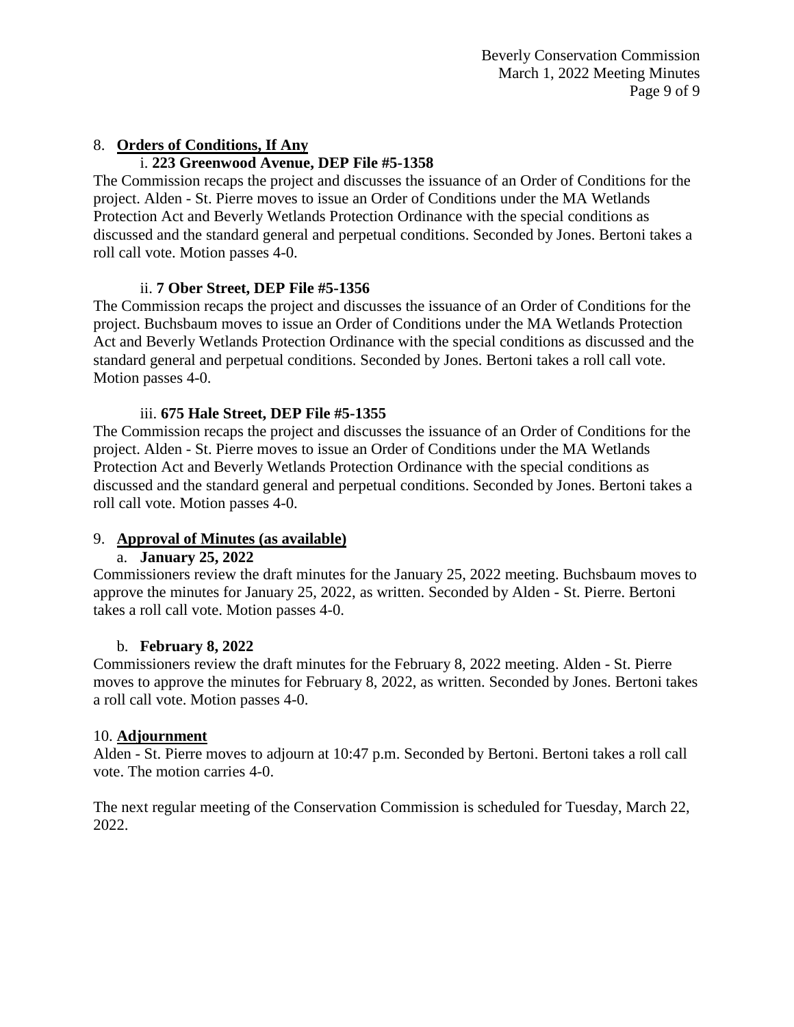8. **Orders of Conditions, If Any**

i. **223 Greenwood Avenue, DEP File #5-1358**

The Commission recaps the project and discusses the issuance of an Order of Conditions for the project. Alden - St. Pierre moves to issue an Order of Conditions under the MA Wetlands Protection Act and Beverly Wetlands Protection Ordinance with the special conditions as discussed and the standard general and perpetual conditions. Seconded by Jones. Bertoni takes a roll call vote. Motion passes 4-0.

ii. **7 Ober Street, DEP File #5-1356**

The Commission recaps the project and discusses the issuance of an Order of Conditions for the project. Buchsbaum moves to issue an Order of Conditions under the MA Wetlands Protection Act and Beverly Wetlands Protection Ordinance with the special conditions as discussed and the standard general and perpetual conditions. Seconded by Jones. Bertoni takes a roll call vote. Motion passes 4-0.

iii. **675 Hale Street, DEP File #5-1355**

The Commission recaps the project and discusses the issuance of an Order of Conditions for the project. Alden - St. Pierre moves to issue an Order of Conditions under the MA Wetlands Protection Act and Beverly Wetlands Protection Ordinance with the special conditions as discussed and the standard general and perpetual conditions. Seconded by Jones. Bertoni takes a roll call vote. Motion passes 4-0.

9. **Approval of Minutes (as available)**

a. **January 25, 2022**

Commissioners review the draft minutes for the January 25, 2022 meeting. Buchsbaum moves to approve the minutes for January 25, 2022, as written. Seconded by Alden - St. Pierre. Bertoni takes a roll call vote. Motion passes 4-0.

b. **February 8, 2022**

Commissioners review the draft minutes for the February 8, 2022 meeting. Alden - St. Pierre moves to approve the minutes for February 8, 2022, as written. Seconded by Jones. Bertoni takes a roll call vote. Motion passes 4-0.

10. **Adjournment**

Alden - St. Pierre moves to adjourn at 10:47 p.m. Seconded by Bertoni. Bertoni takes a roll call vote. The motion carries 4-0.

The next regular meeting of the Conservation Commission is scheduled for Tuesday, March 22, 2022.